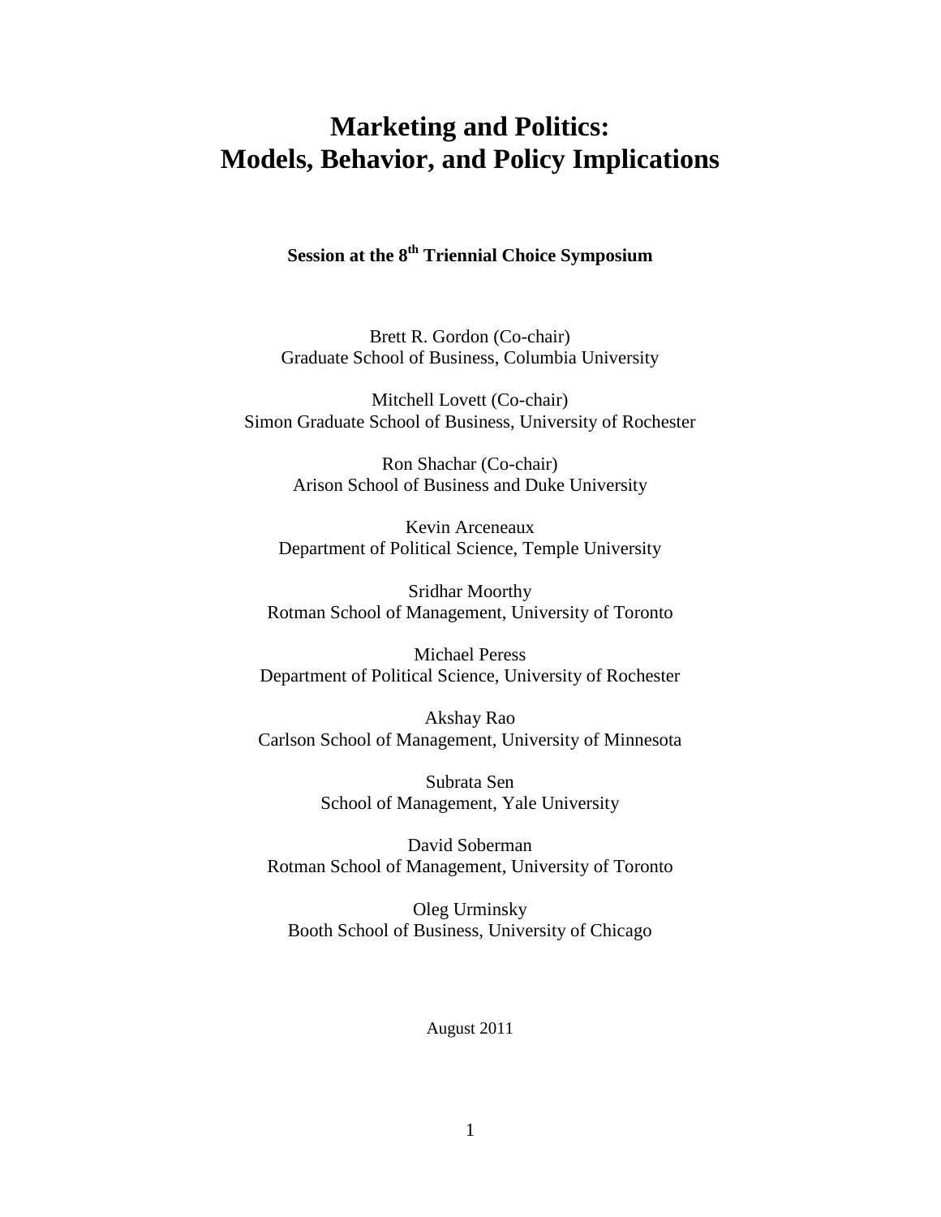# Marketing and Politics: Models, Behavior, and Policy Implications

**Session at the 8th Triennial Choice Symposium**

Brett R. Gordon (Co-chair)
Graduate School of Business, Columbia University

Mitchell Lovett (Co-chair)
Simon Graduate School of Business, University of Rochester

Ron Shachar (Co-chair)
Arison School of Business and Duke University

Kevin Arceneaux
Department of Political Science, Temple University

Sridhar Moorthy
Rotman School of Management, University of Toronto

Michael Peress
Department of Political Science, University of Rochester

Akshay Rao
Carlson School of Management, University of Minnesota

Subrata Sen
School of Management, Yale University

David Soberman
Rotman School of Management, University of Toronto

Oleg Urminsky
Booth School of Business, University of Chicago

August 2011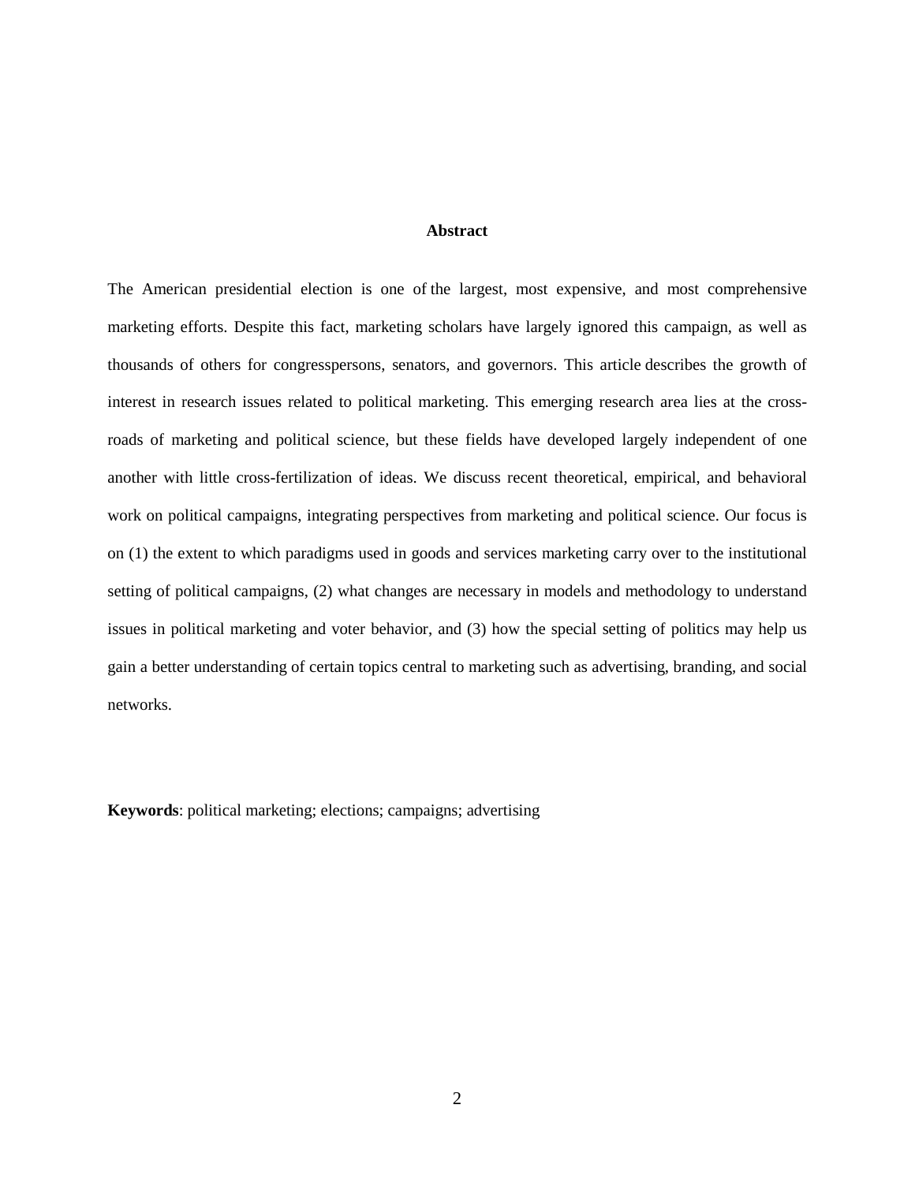## Abstract

The American presidential election is one of the largest, most expensive, and most comprehensive marketing efforts. Despite this fact, marketing scholars have largely ignored this campaign, as well as thousands of others for congresspersons, senators, and governors. This article describes the growth of interest in research issues related to political marketing. This emerging research area lies at the cross-roads of marketing and political science, but these fields have developed largely independent of one another with little cross-fertilization of ideas. We discuss recent theoretical, empirical, and behavioral work on political campaigns, integrating perspectives from marketing and political science. Our focus is on (1) the extent to which paradigms used in goods and services marketing carry over to the institutional setting of political campaigns, (2) what changes are necessary in models and methodology to understand issues in political marketing and voter behavior, and (3) how the special setting of politics may help us gain a better understanding of certain topics central to marketing such as advertising, branding, and social networks.

**Keywords**: political marketing; elections; campaigns; advertising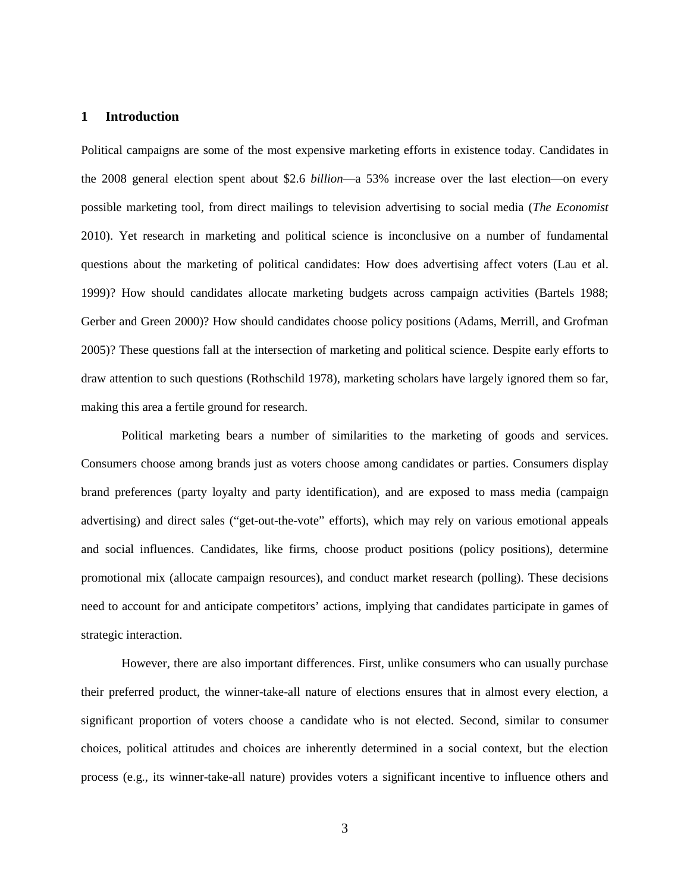## 1 Introduction

Political campaigns are some of the most expensive marketing efforts in existence today. Candidates in the 2008 general election spent about $2.6 *billion*—a 53% increase over the last election—on every possible marketing tool, from direct mailings to television advertising to social media (*The Economist* 2010). Yet research in marketing and political science is inconclusive on a number of fundamental questions about the marketing of political candidates: How does advertising affect voters (Lau et al. 1999)? How should candidates allocate marketing budgets across campaign activities (Bartels 1988; Gerber and Green 2000)? How should candidates choose policy positions (Adams, Merrill, and Grofman 2005)? These questions fall at the intersection of marketing and political science. Despite early efforts to draw attention to such questions (Rothschild 1978), marketing scholars have largely ignored them so far, making this area a fertile ground for research.

Political marketing bears a number of similarities to the marketing of goods and services. Consumers choose among brands just as voters choose among candidates or parties. Consumers display brand preferences (party loyalty and party identification), and are exposed to mass media (campaign advertising) and direct sales ("get-out-the-vote" efforts), which may rely on various emotional appeals and social influences. Candidates, like firms, choose product positions (policy positions), determine promotional mix (allocate campaign resources), and conduct market research (polling). These decisions need to account for and anticipate competitors' actions, implying that candidates participate in games of strategic interaction.

However, there are also important differences. First, unlike consumers who can usually purchase their preferred product, the winner-take-all nature of elections ensures that in almost every election, a significant proportion of voters choose a candidate who is not elected. Second, similar to consumer choices, political attitudes and choices are inherently determined in a social context, but the election process (e.g., its winner-take-all nature) provides voters a significant incentive to influence others and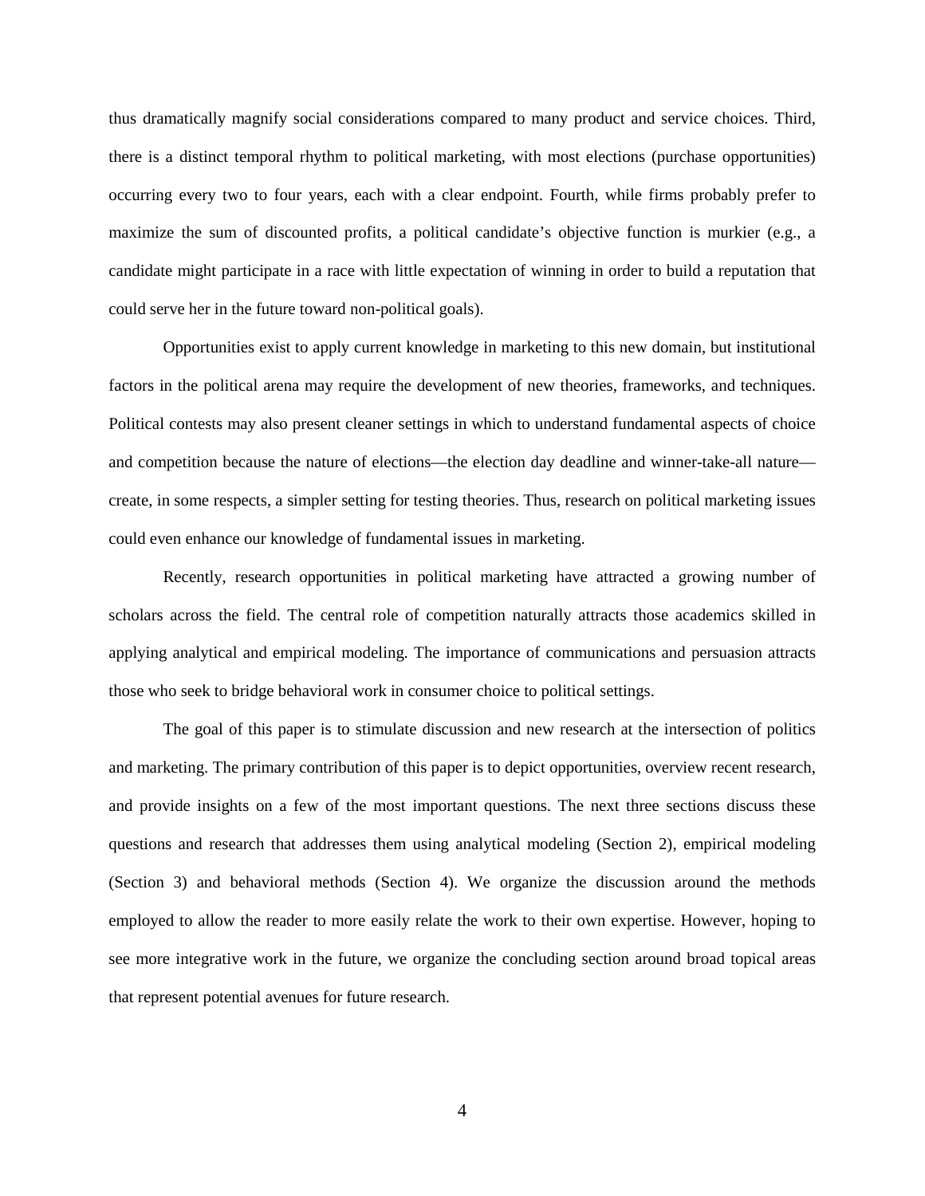thus dramatically magnify social considerations compared to many product and service choices. Third, there is a distinct temporal rhythm to political marketing, with most elections (purchase opportunities) occurring every two to four years, each with a clear endpoint. Fourth, while firms probably prefer to maximize the sum of discounted profits, a political candidate's objective function is murkier (e.g., a candidate might participate in a race with little expectation of winning in order to build a reputation that could serve her in the future toward non-political goals).

Opportunities exist to apply current knowledge in marketing to this new domain, but institutional factors in the political arena may require the development of new theories, frameworks, and techniques. Political contests may also present cleaner settings in which to understand fundamental aspects of choice and competition because the nature of elections—the election day deadline and winner-take-all nature—create, in some respects, a simpler setting for testing theories. Thus, research on political marketing issues could even enhance our knowledge of fundamental issues in marketing.

Recently, research opportunities in political marketing have attracted a growing number of scholars across the field. The central role of competition naturally attracts those academics skilled in applying analytical and empirical modeling. The importance of communications and persuasion attracts those who seek to bridge behavioral work in consumer choice to political settings.

The goal of this paper is to stimulate discussion and new research at the intersection of politics and marketing. The primary contribution of this paper is to depict opportunities, overview recent research, and provide insights on a few of the most important questions. The next three sections discuss these questions and research that addresses them using analytical modeling (Section 2), empirical modeling (Section 3) and behavioral methods (Section 4). We organize the discussion around the methods employed to allow the reader to more easily relate the work to their own expertise. However, hoping to see more integrative work in the future, we organize the concluding section around broad topical areas that represent potential avenues for future research.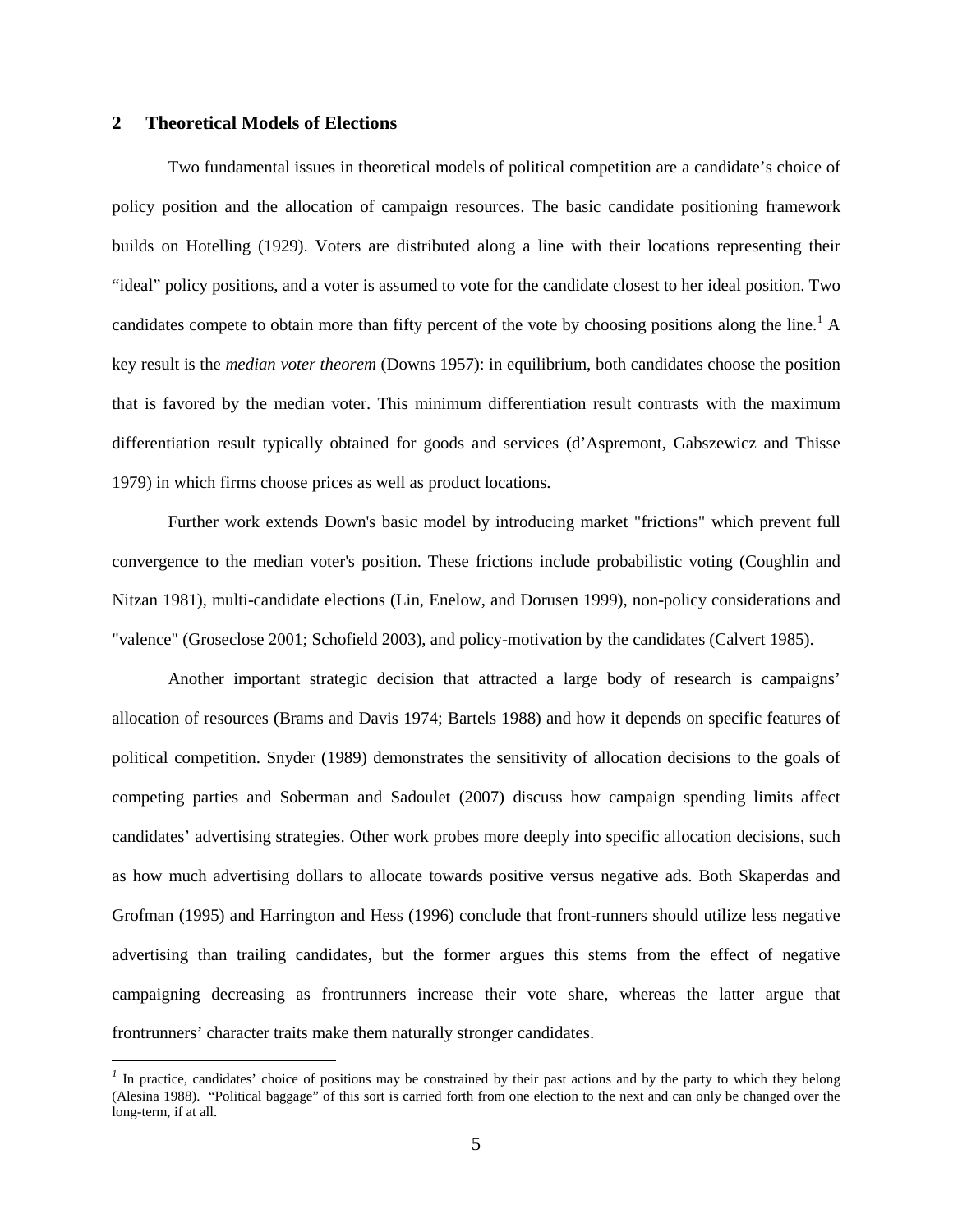## 2 Theoretical Models of Elections

Two fundamental issues in theoretical models of political competition are a candidate's choice of policy position and the allocation of campaign resources. The basic candidate positioning framework builds on Hotelling (1929). Voters are distributed along a line with their locations representing their "ideal" policy positions, and a voter is assumed to vote for the candidate closest to her ideal position. Two candidates compete to obtain more than fifty percent of the vote by choosing positions along the line.[1] A key result is the *median voter theorem* (Downs 1957): in equilibrium, both candidates choose the position that is favored by the median voter. This minimum differentiation result contrasts with the maximum differentiation result typically obtained for goods and services (d'Aspremont, Gabszewicz and Thisse 1979) in which firms choose prices as well as product locations.

Further work extends Down's basic model by introducing market "frictions" which prevent full convergence to the median voter's position. These frictions include probabilistic voting (Coughlin and Nitzan 1981), multi-candidate elections (Lin, Enelow, and Dorusen 1999), non-policy considerations and "valence" (Groseclose 2001; Schofield 2003), and policy-motivation by the candidates (Calvert 1985).

Another important strategic decision that attracted a large body of research is campaigns' allocation of resources (Brams and Davis 1974; Bartels 1988) and how it depends on specific features of political competition. Snyder (1989) demonstrates the sensitivity of allocation decisions to the goals of competing parties and Soberman and Sadoulet (2007) discuss how campaign spending limits affect candidates' advertising strategies. Other work probes more deeply into specific allocation decisions, such as how much advertising dollars to allocate towards positive versus negative ads. Both Skaperdas and Grofman (1995) and Harrington and Hess (1996) conclude that front-runners should utilize less negative advertising than trailing candidates, but the former argues this stems from the effect of negative campaigning decreasing as frontrunners increase their vote share, whereas the latter argue that frontrunners' character traits make them naturally stronger candidates.

[1] In practice, candidates' choice of positions may be constrained by their past actions and by the party to which they belong (Alesina 1988). "Political baggage" of this sort is carried forth from one election to the next and can only be changed over the long-term, if at all.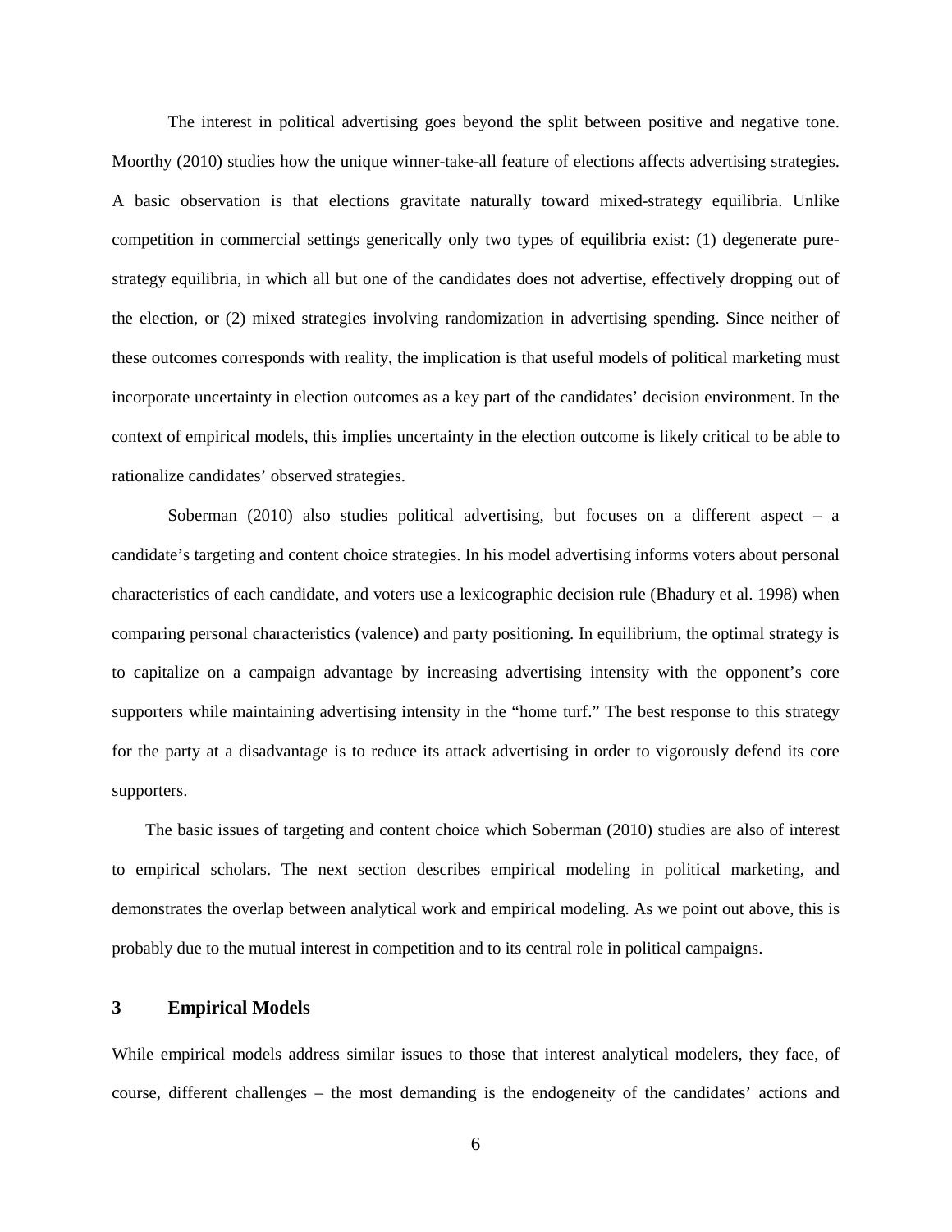The interest in political advertising goes beyond the split between positive and negative tone. Moorthy (2010) studies how the unique winner-take-all feature of elections affects advertising strategies. A basic observation is that elections gravitate naturally toward mixed-strategy equilibria. Unlike competition in commercial settings generically only two types of equilibria exist: (1) degenerate pure-strategy equilibria, in which all but one of the candidates does not advertise, effectively dropping out of the election, or (2) mixed strategies involving randomization in advertising spending. Since neither of these outcomes corresponds with reality, the implication is that useful models of political marketing must incorporate uncertainty in election outcomes as a key part of the candidates' decision environment. In the context of empirical models, this implies uncertainty in the election outcome is likely critical to be able to rationalize candidates' observed strategies.

Soberman (2010) also studies political advertising, but focuses on a different aspect – a candidate's targeting and content choice strategies. In his model advertising informs voters about personal characteristics of each candidate, and voters use a lexicographic decision rule (Bhadury et al. 1998) when comparing personal characteristics (valence) and party positioning. In equilibrium, the optimal strategy is to capitalize on a campaign advantage by increasing advertising intensity with the opponent's core supporters while maintaining advertising intensity in the "home turf." The best response to this strategy for the party at a disadvantage is to reduce its attack advertising in order to vigorously defend its core supporters.

The basic issues of targeting and content choice which Soberman (2010) studies are also of interest to empirical scholars. The next section describes empirical modeling in political marketing, and demonstrates the overlap between analytical work and empirical modeling. As we point out above, this is probably due to the mutual interest in competition and to its central role in political campaigns.

## 3 Empirical Models

While empirical models address similar issues to those that interest analytical modelers, they face, of course, different challenges – the most demanding is the endogeneity of the candidates' actions and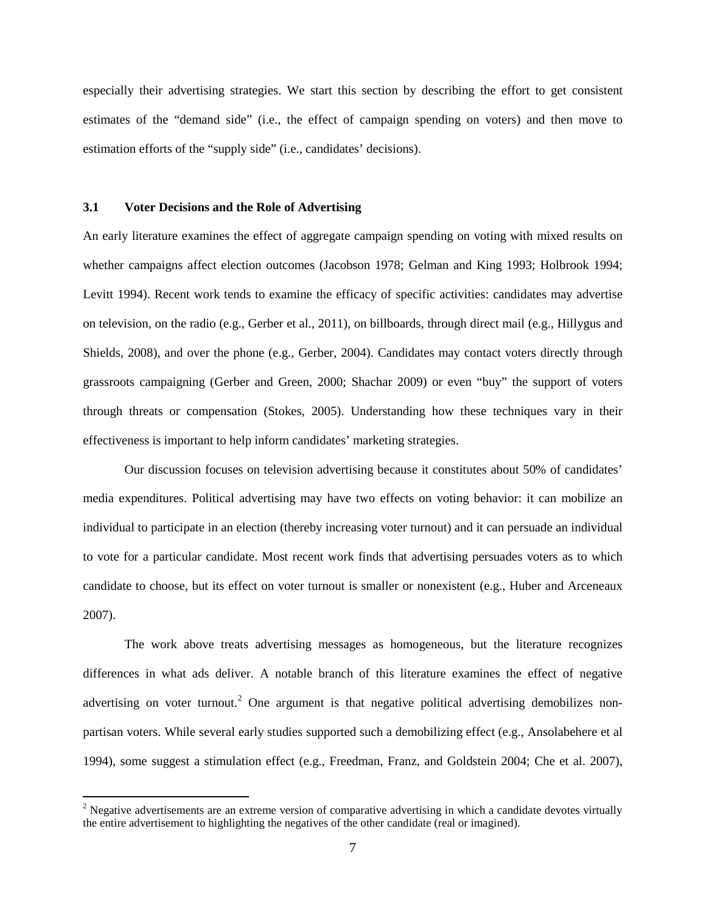especially their advertising strategies. We start this section by describing the effort to get consistent estimates of the "demand side" (i.e., the effect of campaign spending on voters) and then move to estimation efforts of the "supply side" (i.e., candidates' decisions).

### 3.1 Voter Decisions and the Role of Advertising

An early literature examines the effect of aggregate campaign spending on voting with mixed results on whether campaigns affect election outcomes (Jacobson 1978; Gelman and King 1993; Holbrook 1994; Levitt 1994). Recent work tends to examine the efficacy of specific activities: candidates may advertise on television, on the radio (e.g., Gerber et al., 2011), on billboards, through direct mail (e.g., Hillygus and Shields, 2008), and over the phone (e.g., Gerber, 2004). Candidates may contact voters directly through grassroots campaigning (Gerber and Green, 2000; Shachar 2009) or even "buy" the support of voters through threats or compensation (Stokes, 2005). Understanding how these techniques vary in their effectiveness is important to help inform candidates' marketing strategies.

Our discussion focuses on television advertising because it constitutes about 50% of candidates' media expenditures. Political advertising may have two effects on voting behavior: it can mobilize an individual to participate in an election (thereby increasing voter turnout) and it can persuade an individual to vote for a particular candidate. Most recent work finds that advertising persuades voters as to which candidate to choose, but its effect on voter turnout is smaller or nonexistent (e.g., Huber and Arceneaux 2007).

The work above treats advertising messages as homogeneous, but the literature recognizes differences in what ads deliver. A notable branch of this literature examines the effect of negative advertising on voter turnout.[2] One argument is that negative political advertising demobilizes non-partisan voters. While several early studies supported such a demobilizing effect (e.g., Ansolabehere et al 1994), some suggest a stimulation effect (e.g., Freedman, Franz, and Goldstein 2004; Che et al. 2007),

[2] Negative advertisements are an extreme version of comparative advertising in which a candidate devotes virtually the entire advertisement to highlighting the negatives of the other candidate (real or imagined).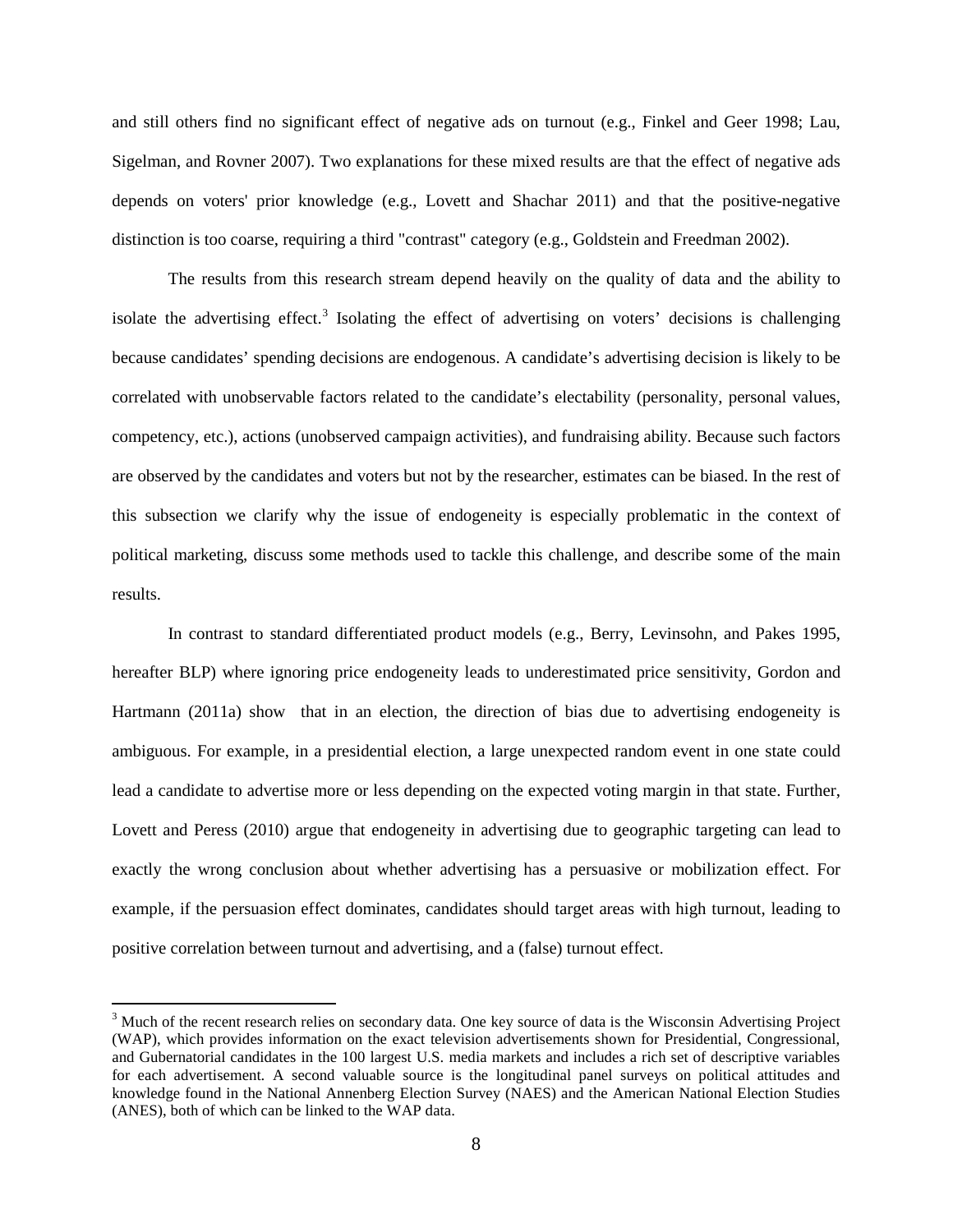and still others find no significant effect of negative ads on turnout (e.g., Finkel and Geer 1998; Lau, Sigelman, and Rovner 2007). Two explanations for these mixed results are that the effect of negative ads depends on voters' prior knowledge (e.g., Lovett and Shachar 2011) and that the positive-negative distinction is too coarse, requiring a third "contrast" category (e.g., Goldstein and Freedman 2002).

The results from this research stream depend heavily on the quality of data and the ability to isolate the advertising effect.[3] Isolating the effect of advertising on voters' decisions is challenging because candidates' spending decisions are endogenous. A candidate's advertising decision is likely to be correlated with unobservable factors related to the candidate's electability (personality, personal values, competency, etc.), actions (unobserved campaign activities), and fundraising ability. Because such factors are observed by the candidates and voters but not by the researcher, estimates can be biased. In the rest of this subsection we clarify why the issue of endogeneity is especially problematic in the context of political marketing, discuss some methods used to tackle this challenge, and describe some of the main results.

In contrast to standard differentiated product models (e.g., Berry, Levinsohn, and Pakes 1995, hereafter BLP) where ignoring price endogeneity leads to underestimated price sensitivity, Gordon and Hartmann (2011a) show that in an election, the direction of bias due to advertising endogeneity is ambiguous. For example, in a presidential election, a large unexpected random event in one state could lead a candidate to advertise more or less depending on the expected voting margin in that state. Further, Lovett and Peress (2010) argue that endogeneity in advertising due to geographic targeting can lead to exactly the wrong conclusion about whether advertising has a persuasive or mobilization effect. For example, if the persuasion effect dominates, candidates should target areas with high turnout, leading to positive correlation between turnout and advertising, and a (false) turnout effect.

[3] Much of the recent research relies on secondary data. One key source of data is the Wisconsin Advertising Project (WAP), which provides information on the exact television advertisements shown for Presidential, Congressional, and Gubernatorial candidates in the 100 largest U.S. media markets and includes a rich set of descriptive variables for each advertisement. A second valuable source is the longitudinal panel surveys on political attitudes and knowledge found in the National Annenberg Election Survey (NAES) and the American National Election Studies (ANES), both of which can be linked to the WAP data.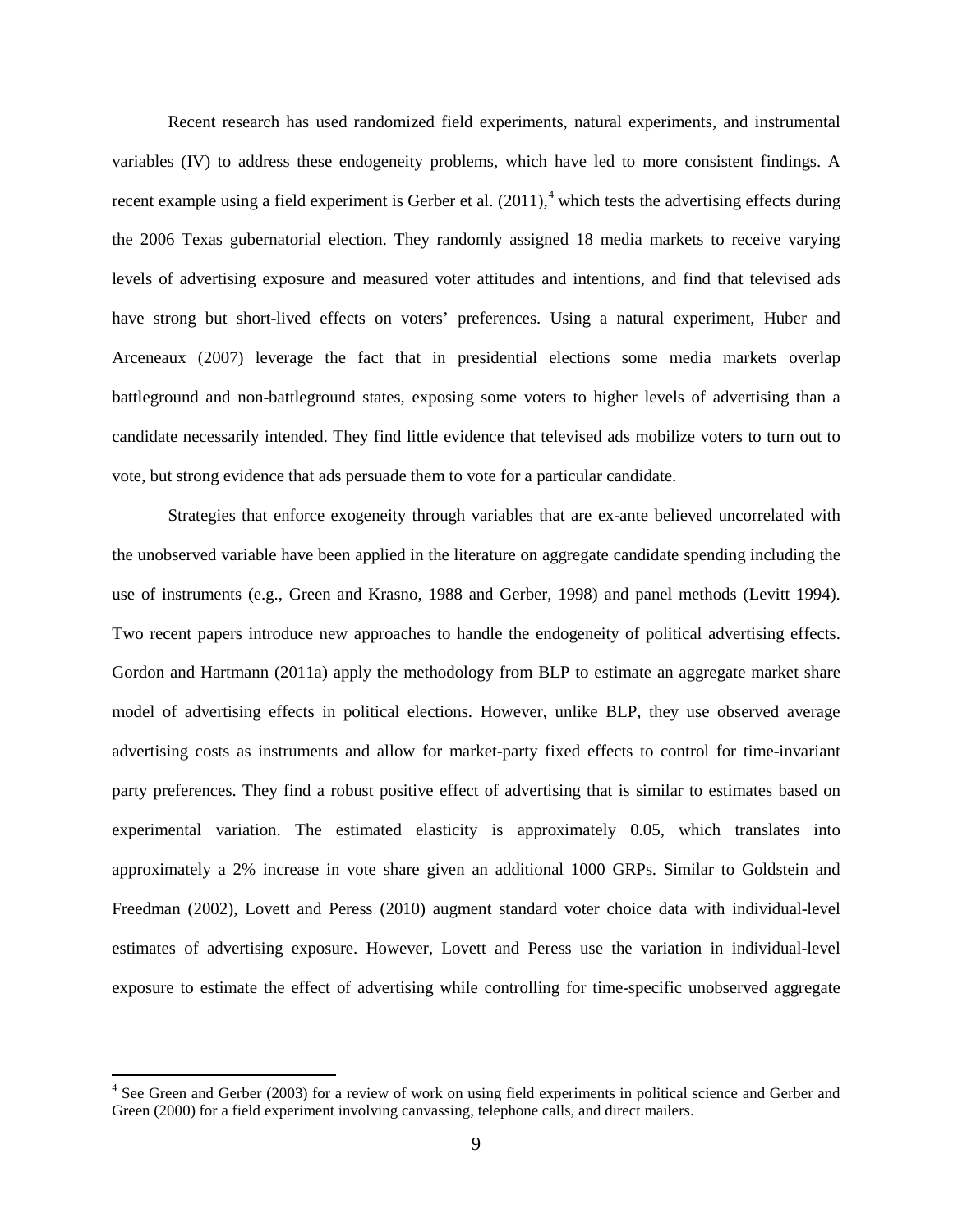Recent research has used randomized field experiments, natural experiments, and instrumental variables (IV) to address these endogeneity problems, which have led to more consistent findings. A recent example using a field experiment is Gerber et al. (2011),[4] which tests the advertising effects during the 2006 Texas gubernatorial election. They randomly assigned 18 media markets to receive varying levels of advertising exposure and measured voter attitudes and intentions, and find that televised ads have strong but short-lived effects on voters' preferences. Using a natural experiment, Huber and Arceneaux (2007) leverage the fact that in presidential elections some media markets overlap battleground and non-battleground states, exposing some voters to higher levels of advertising than a candidate necessarily intended. They find little evidence that televised ads mobilize voters to turn out to vote, but strong evidence that ads persuade them to vote for a particular candidate.

Strategies that enforce exogeneity through variables that are ex-ante believed uncorrelated with the unobserved variable have been applied in the literature on aggregate candidate spending including the use of instruments (e.g., Green and Krasno, 1988 and Gerber, 1998) and panel methods (Levitt 1994). Two recent papers introduce new approaches to handle the endogeneity of political advertising effects. Gordon and Hartmann (2011a) apply the methodology from BLP to estimate an aggregate market share model of advertising effects in political elections. However, unlike BLP, they use observed average advertising costs as instruments and allow for market-party fixed effects to control for time-invariant party preferences. They find a robust positive effect of advertising that is similar to estimates based on experimental variation. The estimated elasticity is approximately 0.05, which translates into approximately a 2% increase in vote share given an additional 1000 GRPs. Similar to Goldstein and Freedman (2002), Lovett and Peress (2010) augment standard voter choice data with individual-level estimates of advertising exposure. However, Lovett and Peress use the variation in individual-level exposure to estimate the effect of advertising while controlling for time-specific unobserved aggregate

---

[4] See Green and Gerber (2003) for a review of work on using field experiments in political science and Gerber and Green (2000) for a field experiment involving canvassing, telephone calls, and direct mailers.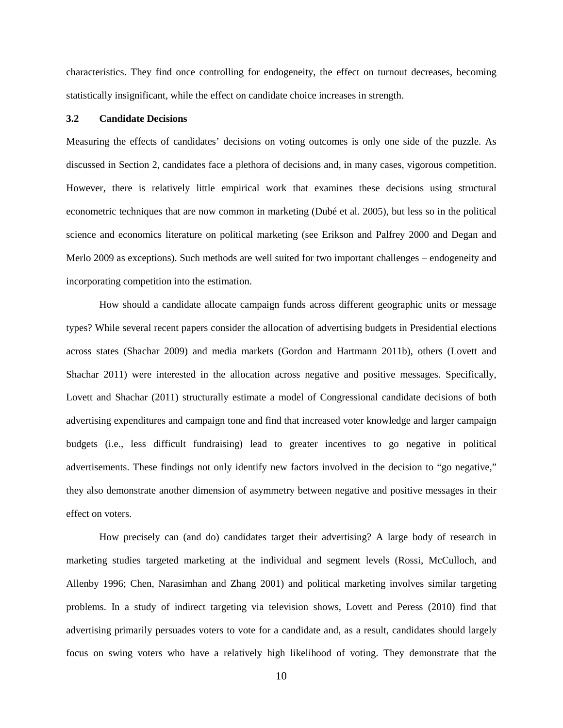characteristics. They find once controlling for endogeneity, the effect on turnout decreases, becoming statistically insignificant, while the effect on candidate choice increases in strength.

### 3.2 Candidate Decisions

Measuring the effects of candidates' decisions on voting outcomes is only one side of the puzzle. As discussed in Section 2, candidates face a plethora of decisions and, in many cases, vigorous competition. However, there is relatively little empirical work that examines these decisions using structural econometric techniques that are now common in marketing (Dubé et al. 2005), but less so in the political science and economics literature on political marketing (see Erikson and Palfrey 2000 and Degan and Merlo 2009 as exceptions). Such methods are well suited for two important challenges – endogeneity and incorporating competition into the estimation.

How should a candidate allocate campaign funds across different geographic units or message types? While several recent papers consider the allocation of advertising budgets in Presidential elections across states (Shachar 2009) and media markets (Gordon and Hartmann 2011b), others (Lovett and Shachar 2011) were interested in the allocation across negative and positive messages. Specifically, Lovett and Shachar (2011) structurally estimate a model of Congressional candidate decisions of both advertising expenditures and campaign tone and find that increased voter knowledge and larger campaign budgets (i.e., less difficult fundraising) lead to greater incentives to go negative in political advertisements. These findings not only identify new factors involved in the decision to "go negative," they also demonstrate another dimension of asymmetry between negative and positive messages in their effect on voters.

How precisely can (and do) candidates target their advertising? A large body of research in marketing studies targeted marketing at the individual and segment levels (Rossi, McCulloch, and Allenby 1996; Chen, Narasimhan and Zhang 2001) and political marketing involves similar targeting problems. In a study of indirect targeting via television shows, Lovett and Peress (2010) find that advertising primarily persuades voters to vote for a candidate and, as a result, candidates should largely focus on swing voters who have a relatively high likelihood of voting. They demonstrate that the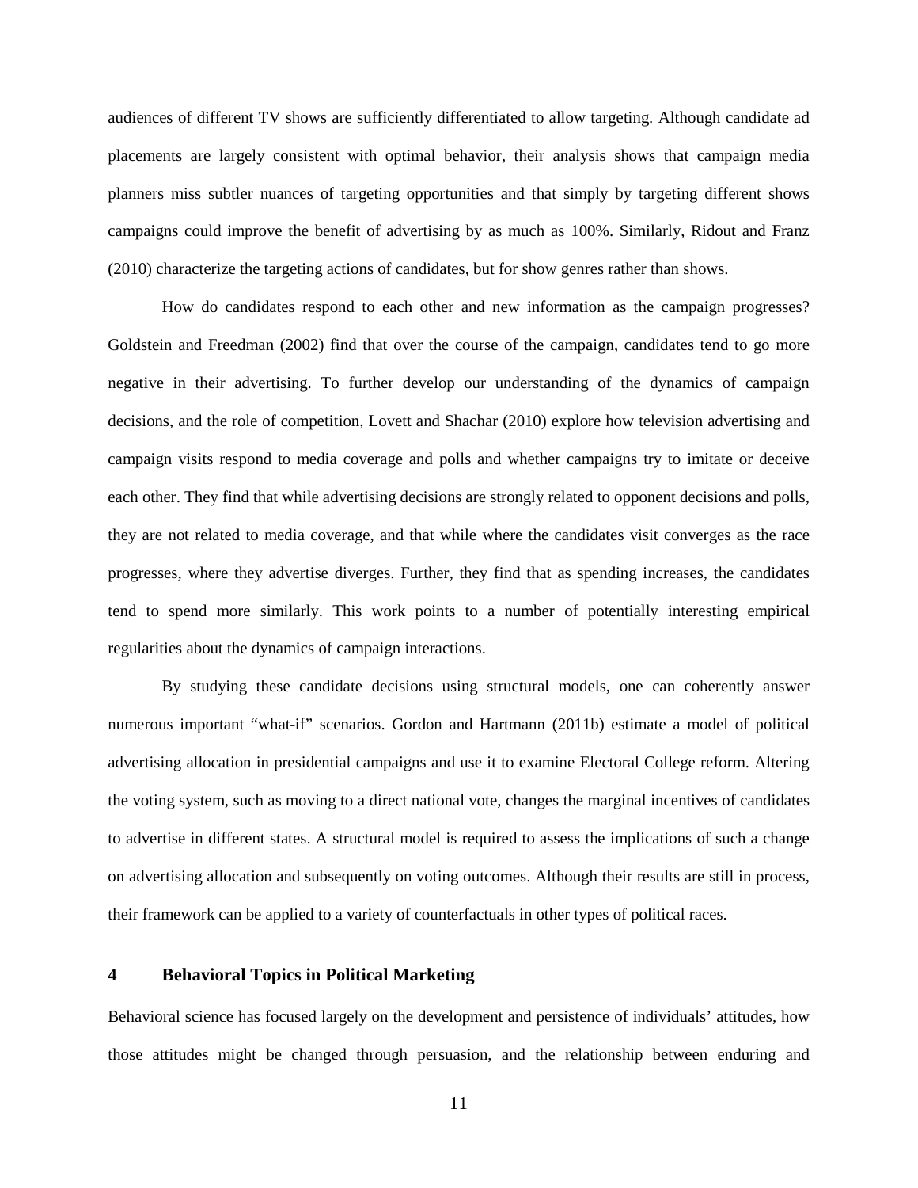audiences of different TV shows are sufficiently differentiated to allow targeting. Although candidate ad placements are largely consistent with optimal behavior, their analysis shows that campaign media planners miss subtler nuances of targeting opportunities and that simply by targeting different shows campaigns could improve the benefit of advertising by as much as 100%. Similarly, Ridout and Franz (2010) characterize the targeting actions of candidates, but for show genres rather than shows.

How do candidates respond to each other and new information as the campaign progresses? Goldstein and Freedman (2002) find that over the course of the campaign, candidates tend to go more negative in their advertising. To further develop our understanding of the dynamics of campaign decisions, and the role of competition, Lovett and Shachar (2010) explore how television advertising and campaign visits respond to media coverage and polls and whether campaigns try to imitate or deceive each other. They find that while advertising decisions are strongly related to opponent decisions and polls, they are not related to media coverage, and that while where the candidates visit converges as the race progresses, where they advertise diverges. Further, they find that as spending increases, the candidates tend to spend more similarly. This work points to a number of potentially interesting empirical regularities about the dynamics of campaign interactions.

By studying these candidate decisions using structural models, one can coherently answer numerous important "what-if" scenarios. Gordon and Hartmann (2011b) estimate a model of political advertising allocation in presidential campaigns and use it to examine Electoral College reform. Altering the voting system, such as moving to a direct national vote, changes the marginal incentives of candidates to advertise in different states. A structural model is required to assess the implications of such a change on advertising allocation and subsequently on voting outcomes. Although their results are still in process, their framework can be applied to a variety of counterfactuals in other types of political races.

## 4 Behavioral Topics in Political Marketing

Behavioral science has focused largely on the development and persistence of individuals' attitudes, how those attitudes might be changed through persuasion, and the relationship between enduring and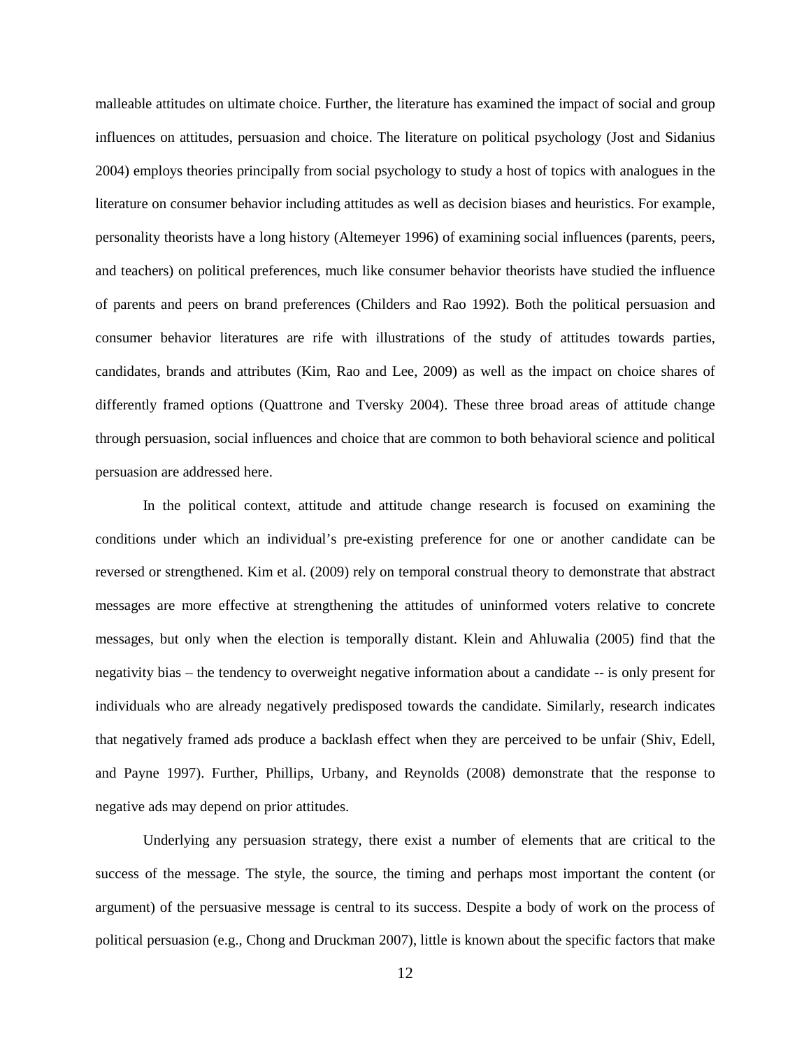malleable attitudes on ultimate choice. Further, the literature has examined the impact of social and group influences on attitudes, persuasion and choice. The literature on political psychology (Jost and Sidanius 2004) employs theories principally from social psychology to study a host of topics with analogues in the literature on consumer behavior including attitudes as well as decision biases and heuristics. For example, personality theorists have a long history (Altemeyer 1996) of examining social influences (parents, peers, and teachers) on political preferences, much like consumer behavior theorists have studied the influence of parents and peers on brand preferences (Childers and Rao 1992). Both the political persuasion and consumer behavior literatures are rife with illustrations of the study of attitudes towards parties, candidates, brands and attributes (Kim, Rao and Lee, 2009) as well as the impact on choice shares of differently framed options (Quattrone and Tversky 2004). These three broad areas of attitude change through persuasion, social influences and choice that are common to both behavioral science and political persuasion are addressed here.

In the political context, attitude and attitude change research is focused on examining the conditions under which an individual's pre-existing preference for one or another candidate can be reversed or strengthened. Kim et al. (2009) rely on temporal construal theory to demonstrate that abstract messages are more effective at strengthening the attitudes of uninformed voters relative to concrete messages, but only when the election is temporally distant. Klein and Ahluwalia (2005) find that the negativity bias – the tendency to overweight negative information about a candidate -- is only present for individuals who are already negatively predisposed towards the candidate. Similarly, research indicates that negatively framed ads produce a backlash effect when they are perceived to be unfair (Shiv, Edell, and Payne 1997). Further, Phillips, Urbany, and Reynolds (2008) demonstrate that the response to negative ads may depend on prior attitudes.

Underlying any persuasion strategy, there exist a number of elements that are critical to the success of the message. The style, the source, the timing and perhaps most important the content (or argument) of the persuasive message is central to its success. Despite a body of work on the process of political persuasion (e.g., Chong and Druckman 2007), little is known about the specific factors that make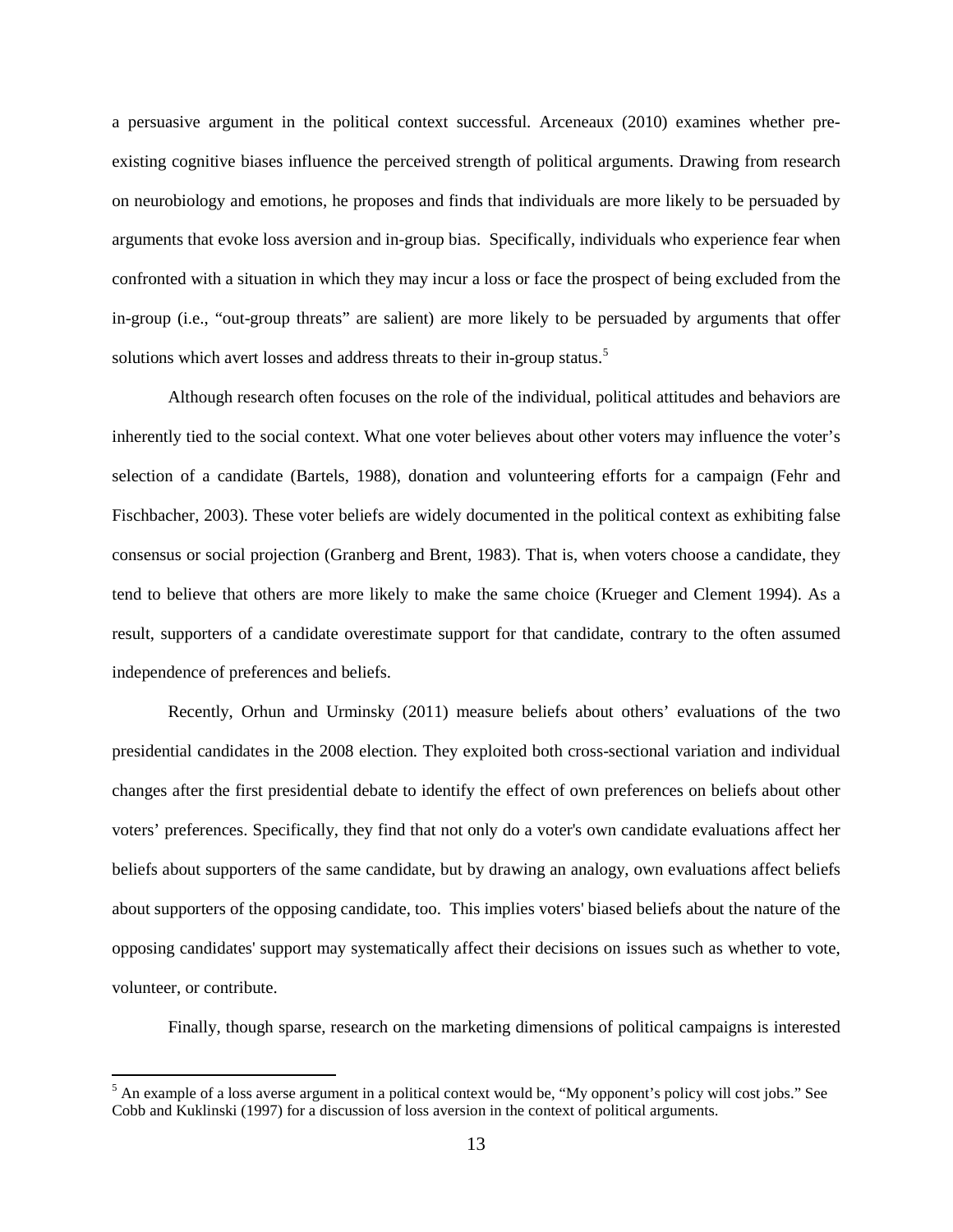a persuasive argument in the political context successful. Arceneaux (2010) examines whether pre-existing cognitive biases influence the perceived strength of political arguments. Drawing from research on neurobiology and emotions, he proposes and finds that individuals are more likely to be persuaded by arguments that evoke loss aversion and in-group bias. Specifically, individuals who experience fear when confronted with a situation in which they may incur a loss or face the prospect of being excluded from the in-group (i.e., "out-group threats" are salient) are more likely to be persuaded by arguments that offer solutions which avert losses and address threats to their in-group status.[5]

Although research often focuses on the role of the individual, political attitudes and behaviors are inherently tied to the social context. What one voter believes about other voters may influence the voter's selection of a candidate (Bartels, 1988), donation and volunteering efforts for a campaign (Fehr and Fischbacher, 2003). These voter beliefs are widely documented in the political context as exhibiting false consensus or social projection (Granberg and Brent, 1983). That is, when voters choose a candidate, they tend to believe that others are more likely to make the same choice (Krueger and Clement 1994). As a result, supporters of a candidate overestimate support for that candidate, contrary to the often assumed independence of preferences and beliefs.

Recently, Orhun and Urminsky (2011) measure beliefs about others' evaluations of the two presidential candidates in the 2008 election. They exploited both cross-sectional variation and individual changes after the first presidential debate to identify the effect of own preferences on beliefs about other voters' preferences. Specifically, they find that not only do a voter's own candidate evaluations affect her beliefs about supporters of the same candidate, but by drawing an analogy, own evaluations affect beliefs about supporters of the opposing candidate, too. This implies voters' biased beliefs about the nature of the opposing candidates' support may systematically affect their decisions on issues such as whether to vote, volunteer, or contribute.

Finally, though sparse, research on the marketing dimensions of political campaigns is interested

---

[5] An example of a loss averse argument in a political context would be, "My opponent's policy will cost jobs." See Cobb and Kuklinski (1997) for a discussion of loss aversion in the context of political arguments.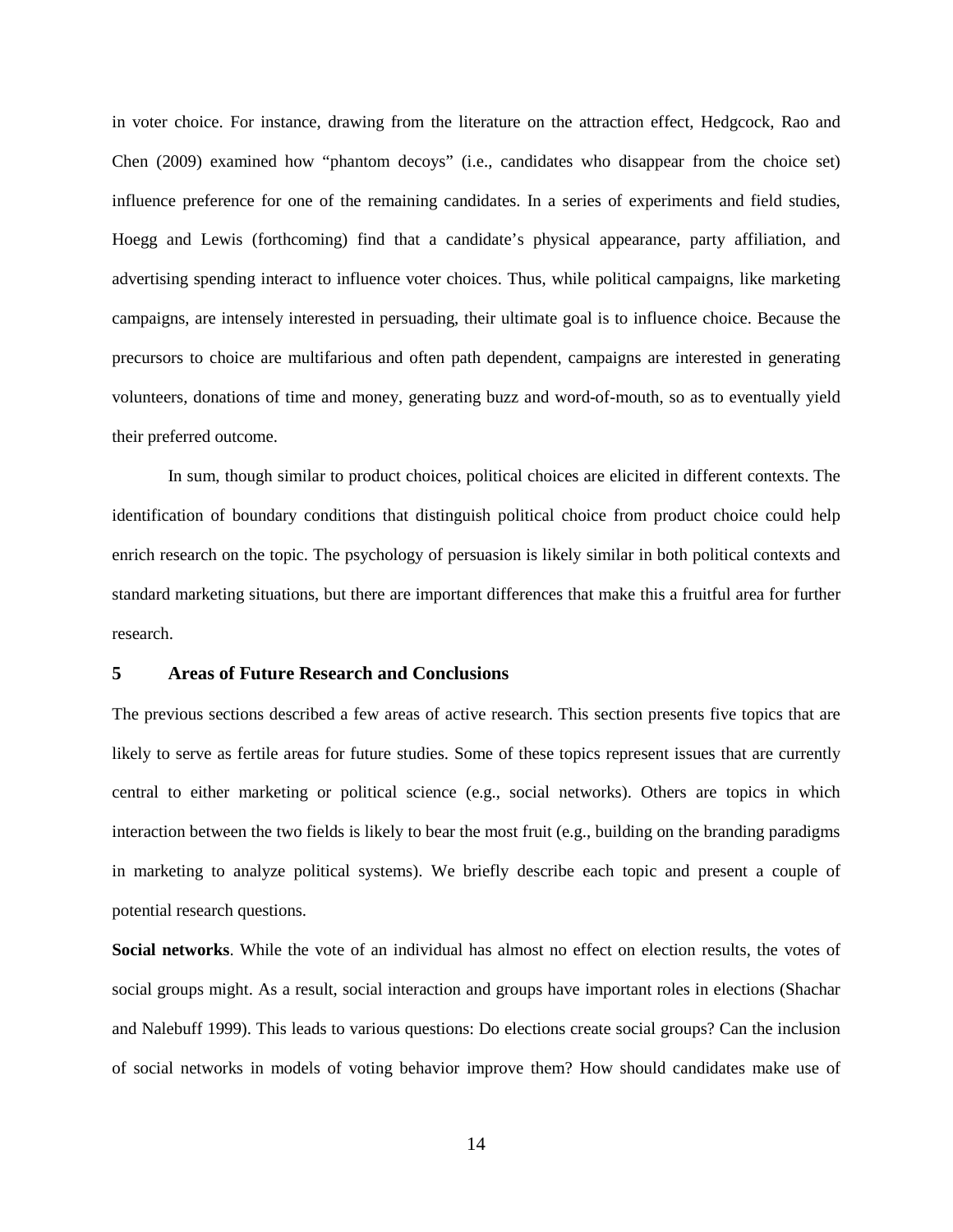in voter choice. For instance, drawing from the literature on the attraction effect, Hedgcock, Rao and Chen (2009) examined how "phantom decoys" (i.e., candidates who disappear from the choice set) influence preference for one of the remaining candidates. In a series of experiments and field studies, Hoegg and Lewis (forthcoming) find that a candidate's physical appearance, party affiliation, and advertising spending interact to influence voter choices. Thus, while political campaigns, like marketing campaigns, are intensely interested in persuading, their ultimate goal is to influence choice. Because the precursors to choice are multifarious and often path dependent, campaigns are interested in generating volunteers, donations of time and money, generating buzz and word-of-mouth, so as to eventually yield their preferred outcome.

In sum, though similar to product choices, political choices are elicited in different contexts. The identification of boundary conditions that distinguish political choice from product choice could help enrich research on the topic. The psychology of persuasion is likely similar in both political contexts and standard marketing situations, but there are important differences that make this a fruitful area for further research.

## 5 Areas of Future Research and Conclusions

The previous sections described a few areas of active research. This section presents five topics that are likely to serve as fertile areas for future studies. Some of these topics represent issues that are currently central to either marketing or political science (e.g., social networks). Others are topics in which interaction between the two fields is likely to bear the most fruit (e.g., building on the branding paradigms in marketing to analyze political systems). We briefly describe each topic and present a couple of potential research questions.

**Social networks**. While the vote of an individual has almost no effect on election results, the votes of social groups might. As a result, social interaction and groups have important roles in elections (Shachar and Nalebuff 1999). This leads to various questions: Do elections create social groups? Can the inclusion of social networks in models of voting behavior improve them? How should candidates make use of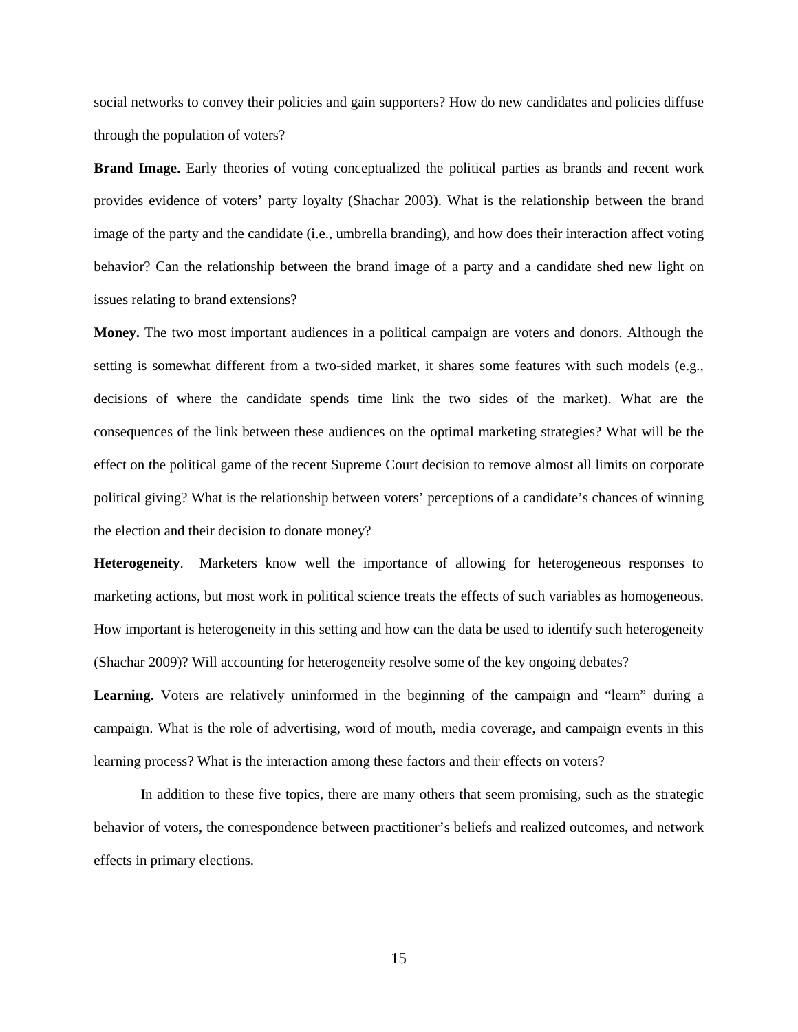social networks to convey their policies and gain supporters? How do new candidates and policies diffuse through the population of voters?

**Brand Image.** Early theories of voting conceptualized the political parties as brands and recent work provides evidence of voters' party loyalty (Shachar 2003). What is the relationship between the brand image of the party and the candidate (i.e., umbrella branding), and how does their interaction affect voting behavior? Can the relationship between the brand image of a party and a candidate shed new light on issues relating to brand extensions?

**Money.** The two most important audiences in a political campaign are voters and donors. Although the setting is somewhat different from a two-sided market, it shares some features with such models (e.g., decisions of where the candidate spends time link the two sides of the market). What are the consequences of the link between these audiences on the optimal marketing strategies? What will be the effect on the political game of the recent Supreme Court decision to remove almost all limits on corporate political giving? What is the relationship between voters' perceptions of a candidate's chances of winning the election and their decision to donate money?

**Heterogeneity**. Marketers know well the importance of allowing for heterogeneous responses to marketing actions, but most work in political science treats the effects of such variables as homogeneous. How important is heterogeneity in this setting and how can the data be used to identify such heterogeneity (Shachar 2009)? Will accounting for heterogeneity resolve some of the key ongoing debates?

**Learning.** Voters are relatively uninformed in the beginning of the campaign and "learn" during a campaign. What is the role of advertising, word of mouth, media coverage, and campaign events in this learning process? What is the interaction among these factors and their effects on voters?

In addition to these five topics, there are many others that seem promising, such as the strategic behavior of voters, the correspondence between practitioner's beliefs and realized outcomes, and network effects in primary elections.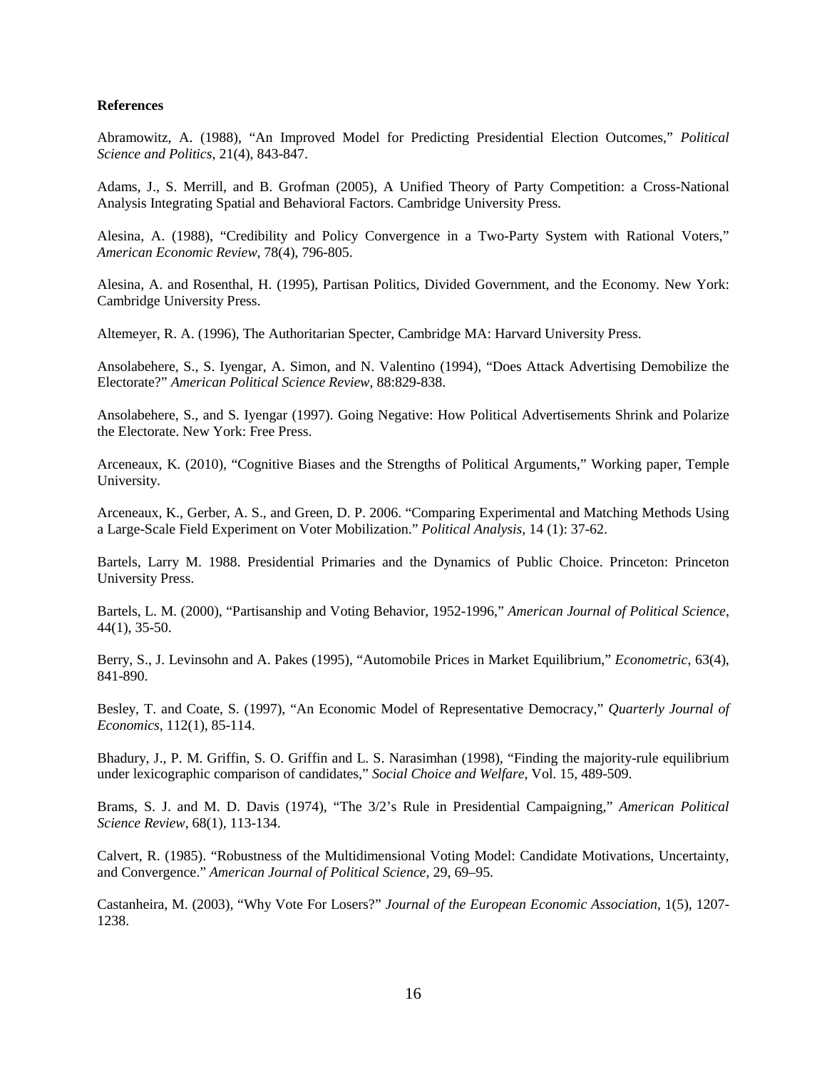**References**

Abramowitz, A. (1988), "An Improved Model for Predicting Presidential Election Outcomes," *Political Science and Politics*, 21(4), 843-847.

Adams, J., S. Merrill, and B. Grofman (2005), A Unified Theory of Party Competition: a Cross-National Analysis Integrating Spatial and Behavioral Factors. Cambridge University Press.

Alesina, A. (1988), "Credibility and Policy Convergence in a Two-Party System with Rational Voters," *American Economic Review*, 78(4), 796-805.

Alesina, A. and Rosenthal, H. (1995), Partisan Politics, Divided Government, and the Economy. New York: Cambridge University Press.

Altemeyer, R. A. (1996), The Authoritarian Specter, Cambridge MA: Harvard University Press.

Ansolabehere, S., S. Iyengar, A. Simon, and N. Valentino (1994), "Does Attack Advertising Demobilize the Electorate?" *American Political Science Review*, 88:829-838.

Ansolabehere, S., and S. Iyengar (1997). Going Negative: How Political Advertisements Shrink and Polarize the Electorate. New York: Free Press.

Arceneaux, K. (2010), "Cognitive Biases and the Strengths of Political Arguments," Working paper, Temple University.

Arceneaux, K., Gerber, A. S., and Green, D. P. 2006. "Comparing Experimental and Matching Methods Using a Large-Scale Field Experiment on Voter Mobilization." *Political Analysis*, 14 (1): 37-62.

Bartels, Larry M. 1988. Presidential Primaries and the Dynamics of Public Choice. Princeton: Princeton University Press.

Bartels, L. M. (2000), "Partisanship and Voting Behavior, 1952-1996," *American Journal of Political Science*, 44(1), 35-50.

Berry, S., J. Levinsohn and A. Pakes (1995), "Automobile Prices in Market Equilibrium," *Econometric*, 63(4), 841-890.

Besley, T. and Coate, S. (1997), "An Economic Model of Representative Democracy," *Quarterly Journal of Economics*, 112(1), 85-114.

Bhadury, J., P. M. Griffin, S. O. Griffin and L. S. Narasimhan (1998), "Finding the majority-rule equilibrium under lexicographic comparison of candidates," *Social Choice and Welfare*, Vol. 15, 489-509.

Brams, S. J. and M. D. Davis (1974), "The 3/2's Rule in Presidential Campaigning," *American Political Science Review*, 68(1), 113-134.

Calvert, R. (1985). "Robustness of the Multidimensional Voting Model: Candidate Motivations, Uncertainty, and Convergence." *American Journal of Political Science*, 29, 69–95.

Castanheira, M. (2003), "Why Vote For Losers?" *Journal of the European Economic Association*, 1(5), 1207-1238.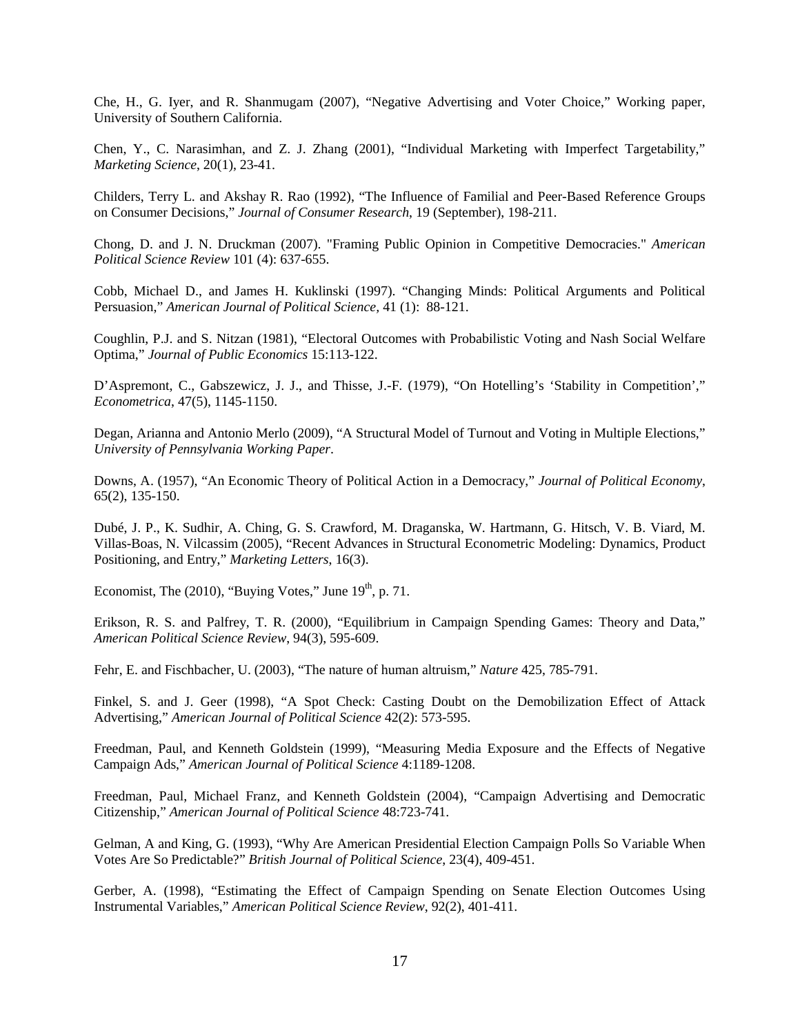Che, H., G. Iyer, and R. Shanmugam (2007), "Negative Advertising and Voter Choice," Working paper, University of Southern California.

Chen, Y., C. Narasimhan, and Z. J. Zhang (2001), "Individual Marketing with Imperfect Targetability," *Marketing Science*, 20(1), 23-41.

Childers, Terry L. and Akshay R. Rao (1992), "The Influence of Familial and Peer-Based Reference Groups on Consumer Decisions," *Journal of Consumer Research*, 19 (September), 198-211.

Chong, D. and J. N. Druckman (2007). "Framing Public Opinion in Competitive Democracies." *American Political Science Review* 101 (4): 637-655.

Cobb, Michael D., and James H. Kuklinski (1997). "Changing Minds: Political Arguments and Political Persuasion," *American Journal of Political Science,* 41 (1): 88-121.

Coughlin, P.J. and S. Nitzan (1981), "Electoral Outcomes with Probabilistic Voting and Nash Social Welfare Optima," *Journal of Public Economics* 15:113-122.

D'Aspremont, C., Gabszewicz, J. J., and Thisse, J.-F. (1979), "On Hotelling's 'Stability in Competition'," *Econometrica*, 47(5), 1145-1150.

Degan, Arianna and Antonio Merlo (2009), "A Structural Model of Turnout and Voting in Multiple Elections," *University of Pennsylvania Working Paper*.

Downs, A. (1957), "An Economic Theory of Political Action in a Democracy," *Journal of Political Economy*, 65(2), 135-150.

Dubé, J. P., K. Sudhir, A. Ching, G. S. Crawford, M. Draganska, W. Hartmann, G. Hitsch, V. B. Viard, M. Villas-Boas, N. Vilcassim (2005), "Recent Advances in Structural Econometric Modeling: Dynamics, Product Positioning, and Entry," *Marketing Letters*, 16(3).

Economist, The (2010), "Buying Votes," June 19th, p. 71.

Erikson, R. S. and Palfrey, T. R. (2000), "Equilibrium in Campaign Spending Games: Theory and Data," *American Political Science Review*, 94(3), 595-609.

Fehr, E. and Fischbacher, U. (2003), "The nature of human altruism," *Nature* 425, 785-791.

Finkel, S. and J. Geer (1998), "A Spot Check: Casting Doubt on the Demobilization Effect of Attack Advertising," *American Journal of Political Science* 42(2): 573-595.

Freedman, Paul, and Kenneth Goldstein (1999), "Measuring Media Exposure and the Effects of Negative Campaign Ads," *American Journal of Political Science* 4:1189-1208.

Freedman, Paul, Michael Franz, and Kenneth Goldstein (2004), "Campaign Advertising and Democratic Citizenship," *American Journal of Political Science* 48:723-741.

Gelman, A and King, G. (1993), "Why Are American Presidential Election Campaign Polls So Variable When Votes Are So Predictable?" *British Journal of Political Science*, 23(4), 409-451.

Gerber, A. (1998), "Estimating the Effect of Campaign Spending on Senate Election Outcomes Using Instrumental Variables," *American Political Science Review*, 92(2), 401-411.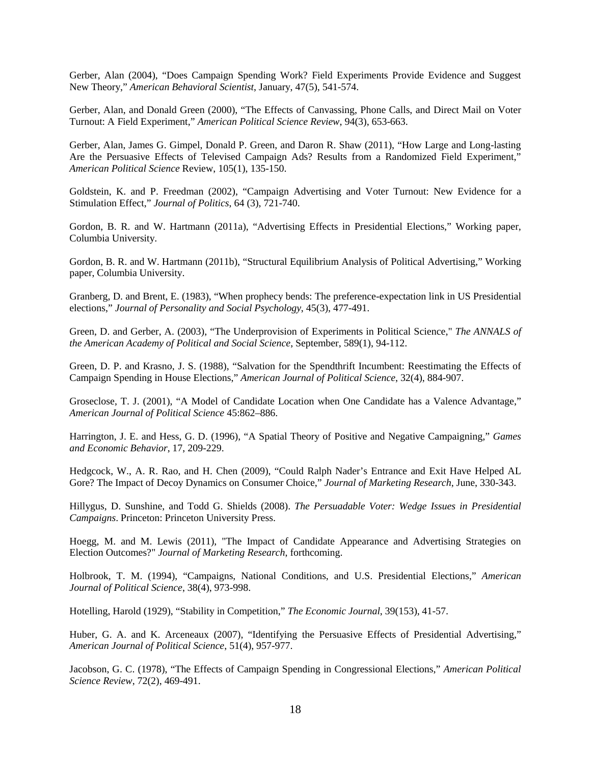Gerber, Alan (2004), "Does Campaign Spending Work? Field Experiments Provide Evidence and Suggest New Theory," *American Behavioral Scientist*, January, 47(5), 541-574.

Gerber, Alan, and Donald Green (2000), "The Effects of Canvassing, Phone Calls, and Direct Mail on Voter Turnout: A Field Experiment," *American Political Science Review*, 94(3), 653-663.

Gerber, Alan, James G. Gimpel, Donald P. Green, and Daron R. Shaw (2011), "How Large and Long-lasting Are the Persuasive Effects of Televised Campaign Ads? Results from a Randomized Field Experiment," *American Political Science* Review, 105(1), 135-150.

Goldstein, K. and P. Freedman (2002), "Campaign Advertising and Voter Turnout: New Evidence for a Stimulation Effect," *Journal of Politics*, 64 (3), 721-740.

Gordon, B. R. and W. Hartmann (2011a), "Advertising Effects in Presidential Elections," Working paper, Columbia University.

Gordon, B. R. and W. Hartmann (2011b), "Structural Equilibrium Analysis of Political Advertising," Working paper, Columbia University.

Granberg, D. and Brent, E. (1983), "When prophecy bends: The preference-expectation link in US Presidential elections," *Journal of Personality and Social Psychology*, 45(3), 477-491.

Green, D. and Gerber, A. (2003), "The Underprovision of Experiments in Political Science," *The ANNALS of the American Academy of Political and Social Science*, September, 589(1), 94-112.

Green, D. P. and Krasno, J. S. (1988), "Salvation for the Spendthrift Incumbent: Reestimating the Effects of Campaign Spending in House Elections," *American Journal of Political Science*, 32(4), 884-907.

Groseclose, T. J. (2001), "A Model of Candidate Location when One Candidate has a Valence Advantage," *American Journal of Political Science* 45:862–886.

Harrington, J. E. and Hess, G. D. (1996), "A Spatial Theory of Positive and Negative Campaigning," *Games and Economic Behavior*, 17, 209-229.

Hedgcock, W., A. R. Rao, and H. Chen (2009), "Could Ralph Nader's Entrance and Exit Have Helped AL Gore? The Impact of Decoy Dynamics on Consumer Choice," *Journal of Marketing Research*, June, 330-343.

Hillygus, D. Sunshine, and Todd G. Shields (2008). *The Persuadable Voter: Wedge Issues in Presidential Campaigns*. Princeton: Princeton University Press.

Hoegg, M. and M. Lewis (2011), "The Impact of Candidate Appearance and Advertising Strategies on Election Outcomes?" *Journal of Marketing Research*, forthcoming.

Holbrook, T. M. (1994), "Campaigns, National Conditions, and U.S. Presidential Elections," *American Journal of Political Science*, 38(4), 973-998.

Hotelling, Harold (1929), "Stability in Competition," *The Economic Journal*, 39(153), 41-57.

Huber, G. A. and K. Arceneaux (2007), "Identifying the Persuasive Effects of Presidential Advertising," *American Journal of Political Science*, 51(4), 957-977.

Jacobson, G. C. (1978), "The Effects of Campaign Spending in Congressional Elections," *American Political Science Review*, 72(2), 469-491.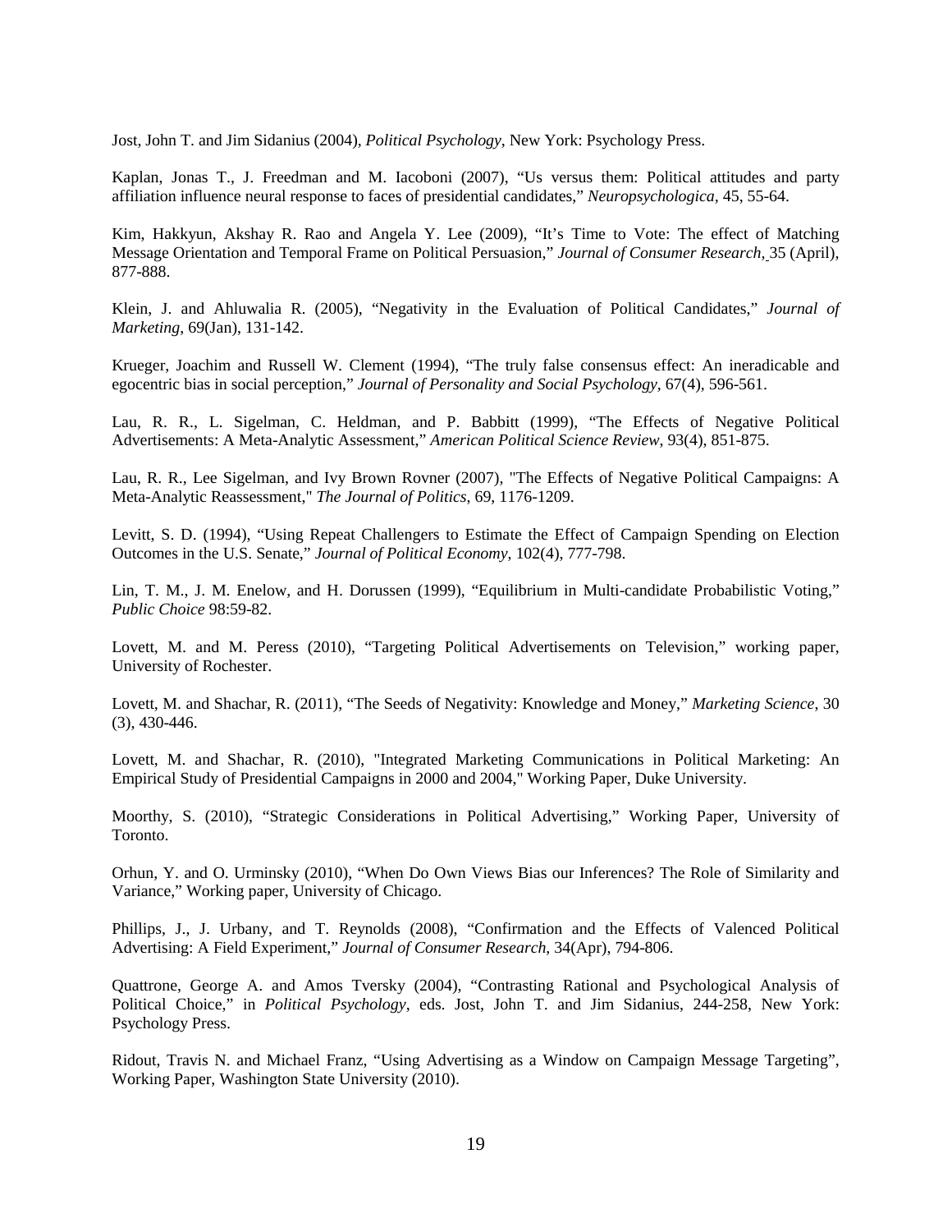Jost, John T. and Jim Sidanius (2004), *Political Psychology*, New York: Psychology Press.

Kaplan, Jonas T., J. Freedman and M. Iacoboni (2007), "Us versus them: Political attitudes and party affiliation influence neural response to faces of presidential candidates," *Neuropsychologica*, 45, 55-64.

Kim, Hakkyun, Akshay R. Rao and Angela Y. Lee (2009), "It's Time to Vote: The effect of Matching Message Orientation and Temporal Frame on Political Persuasion," *Journal of Consumer Research*, 35 (April), 877-888.

Klein, J. and Ahluwalia R. (2005), "Negativity in the Evaluation of Political Candidates," *Journal of Marketing*, 69(Jan), 131-142.

Krueger, Joachim and Russell W. Clement (1994), "The truly false consensus effect: An ineradicable and egocentric bias in social perception," *Journal of Personality and Social Psychology*, 67(4), 596-561.

Lau, R. R., L. Sigelman, C. Heldman, and P. Babbitt (1999), "The Effects of Negative Political Advertisements: A Meta-Analytic Assessment," *American Political Science Review*, 93(4), 851-875.

Lau, R. R., Lee Sigelman, and Ivy Brown Rovner (2007), "The Effects of Negative Political Campaigns: A Meta-Analytic Reassessment," *The Journal of Politics*, 69, 1176-1209.

Levitt, S. D. (1994), "Using Repeat Challengers to Estimate the Effect of Campaign Spending on Election Outcomes in the U.S. Senate," *Journal of Political Economy*, 102(4), 777-798.

Lin, T. M., J. M. Enelow, and H. Dorussen (1999), "Equilibrium in Multi-candidate Probabilistic Voting," *Public Choice* 98:59-82.

Lovett, M. and M. Peress (2010), "Targeting Political Advertisements on Television," working paper, University of Rochester.

Lovett, M. and Shachar, R. (2011), "The Seeds of Negativity: Knowledge and Money," *Marketing Science*, 30 (3), 430-446.

Lovett, M. and Shachar, R. (2010), "Integrated Marketing Communications in Political Marketing: An Empirical Study of Presidential Campaigns in 2000 and 2004," Working Paper, Duke University.

Moorthy, S. (2010), "Strategic Considerations in Political Advertising," Working Paper, University of Toronto.

Orhun, Y. and O. Urminsky (2010), "When Do Own Views Bias our Inferences? The Role of Similarity and Variance," Working paper, University of Chicago.

Phillips, J., J. Urbany, and T. Reynolds (2008), "Confirmation and the Effects of Valenced Political Advertising: A Field Experiment," *Journal of Consumer Research*, 34(Apr), 794-806.

Quattrone, George A. and Amos Tversky (2004), "Contrasting Rational and Psychological Analysis of Political Choice," in *Political Psychology*, eds. Jost, John T. and Jim Sidanius, 244-258, New York: Psychology Press.

Ridout, Travis N. and Michael Franz, "Using Advertising as a Window on Campaign Message Targeting", Working Paper, Washington State University (2010).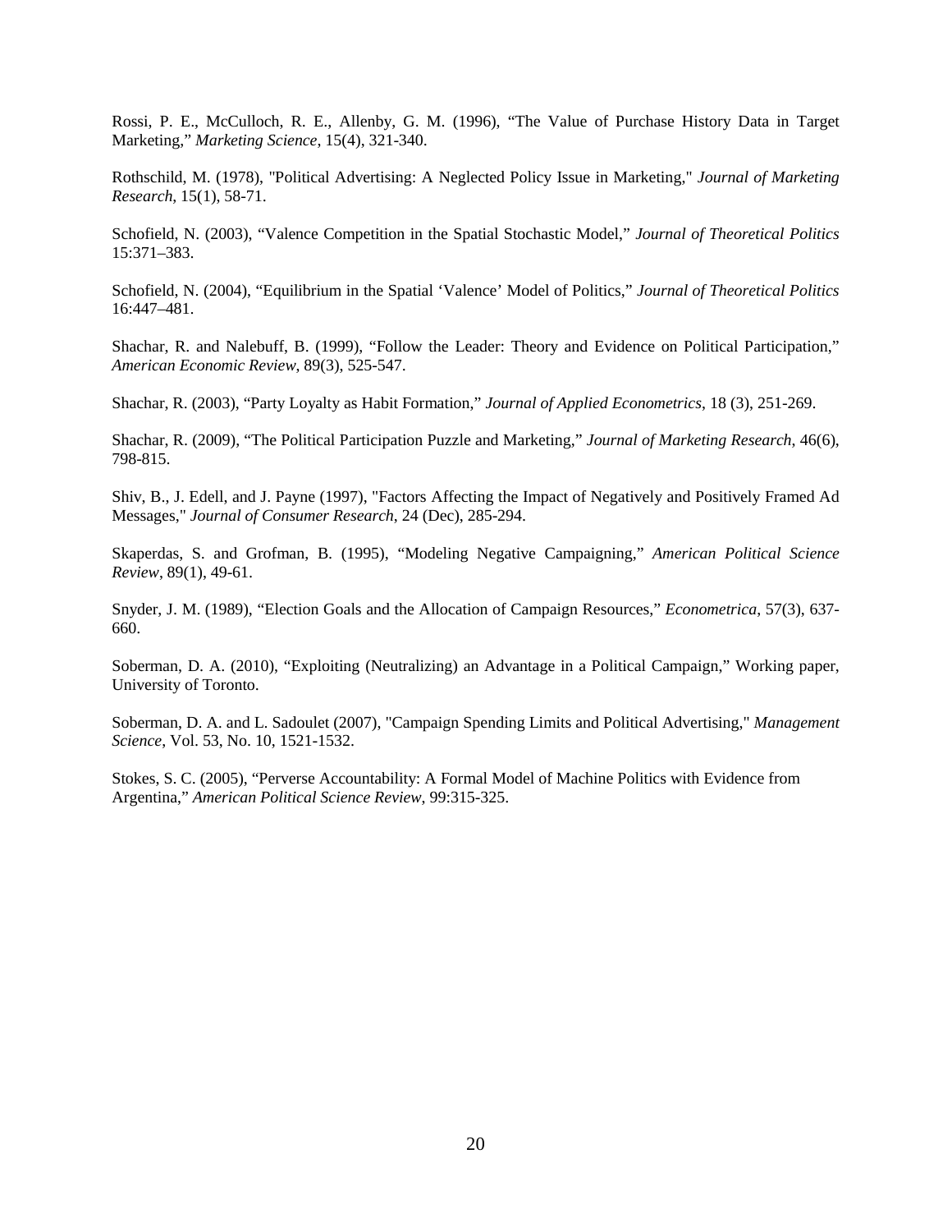Rossi, P. E., McCulloch, R. E., Allenby, G. M. (1996), "The Value of Purchase History Data in Target Marketing," *Marketing Science*, 15(4), 321-340.

Rothschild, M. (1978), "Political Advertising: A Neglected Policy Issue in Marketing," *Journal of Marketing Research*, 15(1), 58-71.

Schofield, N. (2003), "Valence Competition in the Spatial Stochastic Model," *Journal of Theoretical Politics* 15:371–383.

Schofield, N. (2004), "Equilibrium in the Spatial 'Valence' Model of Politics," *Journal of Theoretical Politics* 16:447–481.

Shachar, R. and Nalebuff, B. (1999), "Follow the Leader: Theory and Evidence on Political Participation," *American Economic Review*, 89(3), 525-547.

Shachar, R. (2003), "Party Loyalty as Habit Formation," *Journal of Applied Econometrics*, 18 (3), 251-269.

Shachar, R. (2009), "The Political Participation Puzzle and Marketing," *Journal of Marketing Research*, 46(6), 798-815.

Shiv, B., J. Edell, and J. Payne (1997), "Factors Affecting the Impact of Negatively and Positively Framed Ad Messages," *Journal of Consumer Research*, 24 (Dec), 285-294.

Skaperdas, S. and Grofman, B. (1995), "Modeling Negative Campaigning," *American Political Science Review*, 89(1), 49-61.

Snyder, J. M. (1989), "Election Goals and the Allocation of Campaign Resources," *Econometrica*, 57(3), 637-660.

Soberman, D. A. (2010), "Exploiting (Neutralizing) an Advantage in a Political Campaign," Working paper, University of Toronto.

Soberman, D. A. and L. Sadoulet (2007), "Campaign Spending Limits and Political Advertising," *Management Science*, Vol. 53, No. 10, 1521-1532.

Stokes, S. C. (2005), "Perverse Accountability: A Formal Model of Machine Politics with Evidence from Argentina," *American Political Science Review*, 99:315-325.